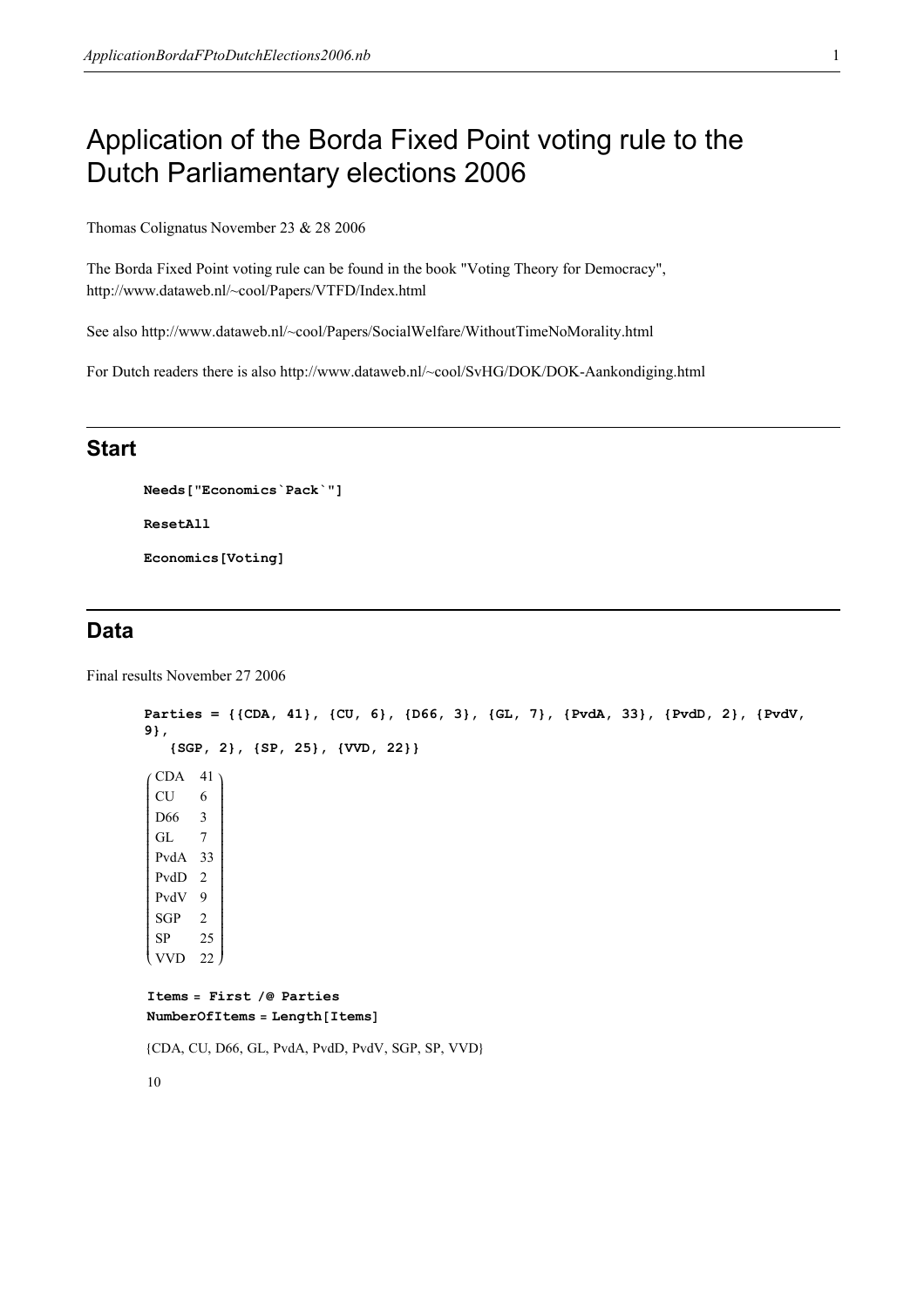# Application of the Borda Fixed Point voting rule to the Dutch Parliamentary elections 2006

Thomas Colignatus November 23 & 28 2006

The Borda Fixed Point voting rule can be found in the book "Voting Theory for Democracy", http://www.dataweb.nl/~cool/Papers/VTFD/Index.html

See also http://www.dataweb.nl/~cool/Papers/SocialWelfare/WithoutTimeNoMorality.html

For Dutch readers there is also http://www.dataweb.nl/~cool/SvHG/DOK/DOK-Aankondiging.html

## Start

```
Needs["Economics`Pack`"]

ResetAll

Economics[Voting]
```

## Data

Final results November 27 2006

```
Parties = {{CDA, 41}, {CU, 6}, {D66, 3}, {GL, 7}, {PvdA, 33}, {PvdD, 2}, {PvdV, 9},
   {SGP, 2}, {SP, 25}, {VVD, 22}}
```

$$\begin{pmatrix} \text{CDA} & 41 \\ \text{CU} & 6 \\ \text{D66} & 3 \\ \text{GL} & 7 \\ \text{PvdA} & 33 \\ \text{PvdD} & 2 \\ \text{PvdV} & 9 \\ \text{SGP} & 2 \\ \text{SP} & 25 \\ \text{VVD} & 22 \end{pmatrix}$$

```
Items = First /@ Parties
NumberOfItems = Length[Items]
```

{CDA, CU, D66, GL, PvdA, PvdD, PvdV, SGP, SP, VVD}

10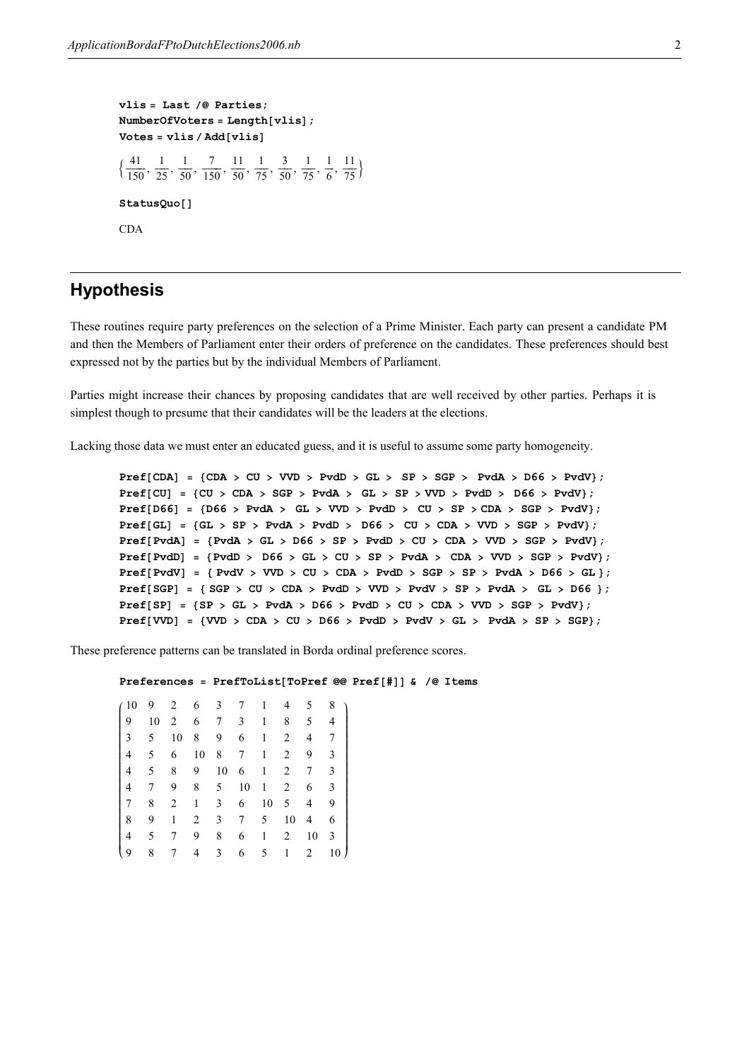```
vlis = Last /@ Parties;
NumberOfVoters = Length[vlis];
Votes = vlis / Add[vlis]
```

$$\left\{\frac{41}{150}, \frac{1}{25}, \frac{1}{50}, \frac{7}{150}, \frac{11}{50}, \frac{1}{75}, \frac{3}{50}, \frac{1}{75}, \frac{1}{6}, \frac{11}{75}\right\}$$

```
StatusQuo[]
```

CDA

## Hypothesis

These routines require party preferences on the selection of a Prime Minister. Each party can present a candidate PM and then the Members of Parliament enter their orders of preference on the candidates. These preferences should best expressed not by the parties but by the individual Members of Parliament.

Parties might increase their chances by proposing candidates that are well received by other parties. Perhaps it is simplest though to presume that their candidates will be the leaders at the elections.

Lacking those data we must enter an educated guess, and it is useful to assume some party homogeneity.

```
Pref[CDA] = {CDA > CU > VVD > PvdD > GL >  SP > SGP >  PvdA > D66 > PvdV};
Pref[CU] = {CU > CDA > SGP > PvdA >  GL > SP > VVD > PvdD >  D66 > PvdV};
Pref[D66] = {D66 > PvdA >  GL > VVD > PvdD >  CU > SP > CDA > SGP > PvdV};
Pref[GL] = {GL > SP > PvdA > PvdD >  D66 >  CU > CDA > VVD > SGP > PvdV};
Pref[PvdA] = {PvdA > GL > D66 > SP > PvdD > CU > CDA > VVD > SGP > PvdV};
Pref[PvdD] = {PvdD >  D66 > GL > CU > SP > PvdA >  CDA > VVD > SGP > PvdV};
Pref[PvdV] = { PvdV > VVD > CU > CDA > PvdD > SGP > SP > PvdA > D66 > GL };
Pref[SGP] = { SGP > CU > CDA > PvdD > VVD > PvdV > SP > PvdA >  GL > D66 };
Pref[SP] = {SP > GL > PvdA > D66 > PvdD > CU > CDA > VVD > SGP > PvdV};
Pref[VVD] = {VVD > CDA > CU > D66 > PvdD > PvdV > GL >  PvdA > SP > SGP};
```

These preference patterns can be translated in Borda ordinal preference scores.

```
Preferences = PrefToList[ToPref @@ Pref[#]] & /@ Items
```

$$\begin{pmatrix}
10 & 9 & 2 & 6 & 3 & 7 & 1 & 4 & 5 & 8 \\
9 & 10 & 2 & 6 & 7 & 3 & 1 & 8 & 5 & 4 \\
3 & 5 & 10 & 8 & 9 & 6 & 1 & 2 & 4 & 7 \\
4 & 5 & 6 & 10 & 8 & 7 & 1 & 2 & 9 & 3 \\
4 & 5 & 8 & 9 & 10 & 6 & 1 & 2 & 7 & 3 \\
4 & 7 & 9 & 8 & 5 & 10 & 1 & 2 & 6 & 3 \\
7 & 8 & 2 & 1 & 3 & 6 & 10 & 5 & 4 & 9 \\
8 & 9 & 1 & 2 & 3 & 7 & 5 & 10 & 4 & 6 \\
4 & 5 & 7 & 9 & 8 & 6 & 1 & 2 & 10 & 3 \\
9 & 8 & 7 & 4 & 3 & 6 & 5 & 1 & 2 & 10
\end{pmatrix}$$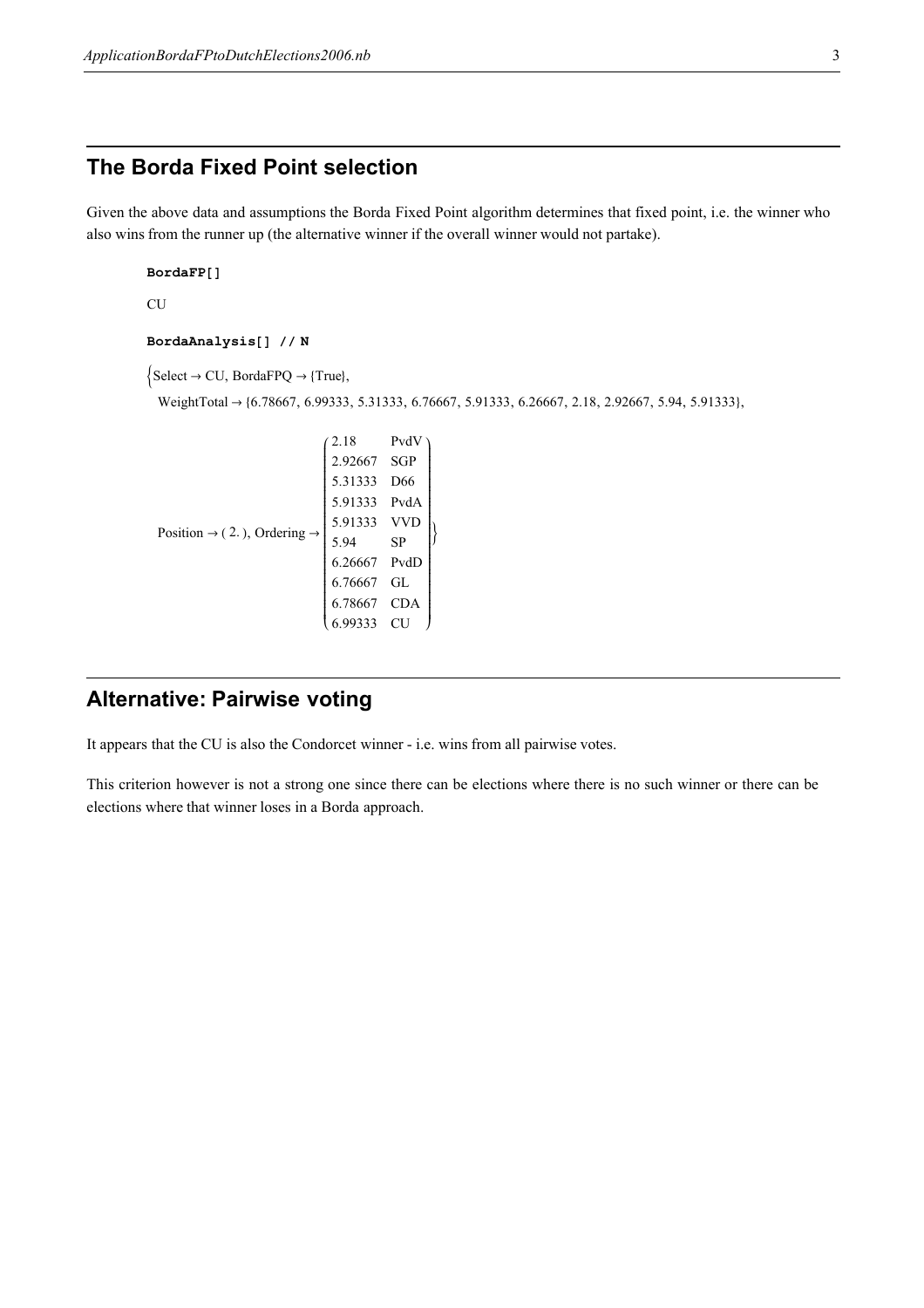## The Borda Fixed Point selection

Given the above data and assumptions the Borda Fixed Point algorithm determines that fixed point, i.e. the winner who also wins from the runner up (the alternative winner if the overall winner would not partake).

```
BordaFP[]
```

CU

```
BordaAnalysis[] // N
```

{Select → CU, BordaFPQ → {True},

WeightTotal → {6.78667, 6.99333, 5.31333, 6.76667, 5.91333, 6.26667, 2.18, 2.92667, 5.94, 5.91333},

Position → ( 2. ), Ordering →

| | |
|---|---|
| 2.18 | PvdV |
| 2.92667 | SGP |
| 5.31333 | D66 |
| 5.91333 | PvdA |
| 5.91333 | VVD |
| 5.94 | SP |
| 6.26667 | PvdD |
| 6.76667 | GL |
| 6.78667 | CDA |
| 6.99333 | CU |

}

## Alternative: Pairwise voting

It appears that the CU is also the Condorcet winner - i.e. wins from all pairwise votes.

This criterion however is not a strong one since there can be elections where there is no such winner or there can be elections where that winner loses in a Borda approach.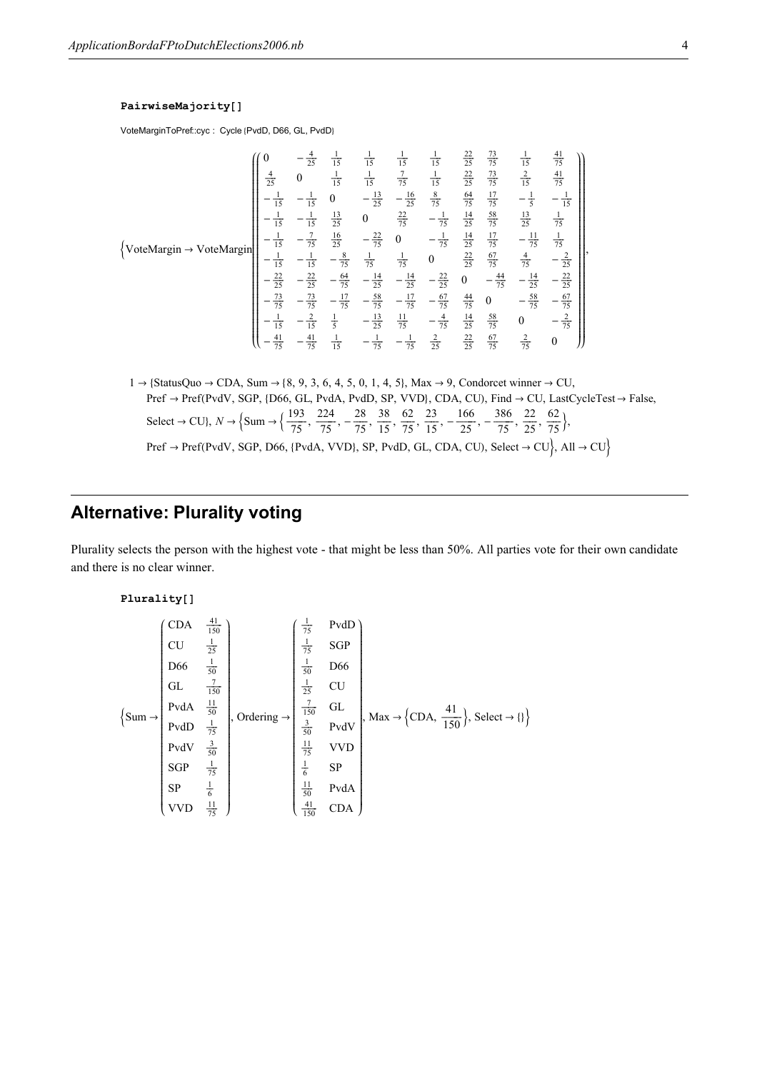```
PairwiseMajority[]
```

VoteMarginToPref::cyc : Cycle (PvdD, D66, GL, PvdD)

$$\left\{\text{VoteMargin} \to \text{VoteMargin}\left(\begin{pmatrix} 0 & -\frac{4}{25} & \frac{1}{15} & \frac{1}{15} & \frac{1}{15} & \frac{1}{15} & \frac{22}{25} & \frac{73}{75} & \frac{1}{15} & \frac{41}{75} \\ \frac{4}{25} & 0 & \frac{1}{15} & \frac{1}{15} & \frac{7}{75} & \frac{1}{15} & \frac{22}{25} & \frac{73}{75} & \frac{2}{15} & \frac{41}{75} \\ -\frac{1}{15} & -\frac{1}{15} & 0 & -\frac{13}{25} & -\frac{16}{25} & \frac{8}{75} & \frac{64}{75} & \frac{17}{75} & -\frac{1}{5} & -\frac{1}{15} \\ -\frac{1}{15} & -\frac{1}{15} & \frac{13}{25} & 0 & \frac{22}{75} & -\frac{1}{75} & \frac{14}{25} & \frac{58}{75} & \frac{13}{25} & \frac{1}{75} \\ -\frac{1}{15} & -\frac{7}{75} & \frac{16}{25} & -\frac{22}{75} & 0 & -\frac{1}{75} & \frac{14}{25} & \frac{17}{75} & -\frac{11}{75} & \frac{1}{75} \\ -\frac{1}{15} & -\frac{1}{15} & -\frac{8}{75} & \frac{1}{75} & \frac{1}{75} & 0 & \frac{22}{25} & \frac{67}{75} & \frac{4}{75} & -\frac{2}{25} \\ -\frac{22}{25} & -\frac{22}{25} & -\frac{64}{75} & -\frac{14}{25} & -\frac{14}{25} & -\frac{22}{25} & 0 & -\frac{44}{75} & -\frac{14}{25} & -\frac{22}{25} \\ -\frac{73}{75} & -\frac{73}{75} & -\frac{17}{75} & -\frac{58}{75} & -\frac{17}{75} & -\frac{67}{75} & \frac{44}{75} & 0 & -\frac{58}{75} & -\frac{67}{75} \\ -\frac{1}{15} & -\frac{2}{15} & \frac{1}{5} & -\frac{13}{25} & \frac{11}{75} & -\frac{4}{75} & \frac{14}{25} & \frac{58}{75} & 0 & -\frac{2}{75} \\ -\frac{41}{75} & -\frac{41}{75} & \frac{1}{15} & -\frac{1}{75} & -\frac{1}{75} & \frac{2}{25} & \frac{22}{25} & \frac{67}{75} & \frac{2}{75} & 0 \end{pmatrix}\right),\right.$$

$1 \to$ {StatusQuo $\to$ CDA, Sum $\to$ {8, 9, 3, 6, 4, 5, 0, 1, 4, 5}, Max $\to$ 9, Condorcet winner $\to$ CU, Pref $\to$ Pref(PvdV, SGP, {D66, GL, PvdA, PvdD, SP, VVD}, CDA, CU), Find $\to$ CU, LastCycleTest $\to$ False, Select $\to$ CU}, $N \to \left\{\text{Sum} \to \left\{\frac{193}{75}, \frac{224}{75}, -\frac{28}{75}, \frac{38}{15}, \frac{62}{75}, \frac{23}{15}, -\frac{166}{25}, -\frac{386}{75}, \frac{22}{25}, \frac{62}{75}\right\},\right.$ Pref $\to$ Pref(PvdV, SGP, D66, {PvdA, VVD}, SP, PvdD, GL, CDA, CU), Select $\to$ CU$\}$, All $\to$ CU$\}$

## Alternative: Plurality voting

Plurality selects the person with the highest vote - that might be less than 50%. All parties vote for their own candidate and there is no clear winner.

```
Plurality[]
```

$$\left\{\text{Sum} \to \begin{pmatrix} \text{CDA} & \frac{41}{150} \\ \text{CU} & \frac{1}{25} \\ \text{D66} & \frac{1}{50} \\ \text{GL} & \frac{7}{150} \\ \text{PvdA} & \frac{11}{50} \\ \text{PvdD} & \frac{1}{75} \\ \text{PvdV} & \frac{3}{50} \\ \text{SGP} & \frac{1}{75} \\ \text{SP} & \frac{1}{6} \\ \text{VVD} & \frac{11}{75} \end{pmatrix}, \text{Ordering} \to \begin{pmatrix} \frac{1}{75} & \text{PvdD} \\ \frac{1}{75} & \text{SGP} \\ \frac{1}{50} & \text{D66} \\ \frac{1}{25} & \text{CU} \\ \frac{7}{150} & \text{GL} \\ \frac{3}{50} & \text{PvdV} \\ \frac{11}{75} & \text{VVD} \\ \frac{1}{6} & \text{SP} \\ \frac{11}{50} & \text{PvdA} \\ \frac{41}{150} & \text{CDA} \end{pmatrix}, \text{Max} \to \left\{\text{CDA}, \frac{41}{150}\right\}, \text{Select} \to \{\}\right\}$$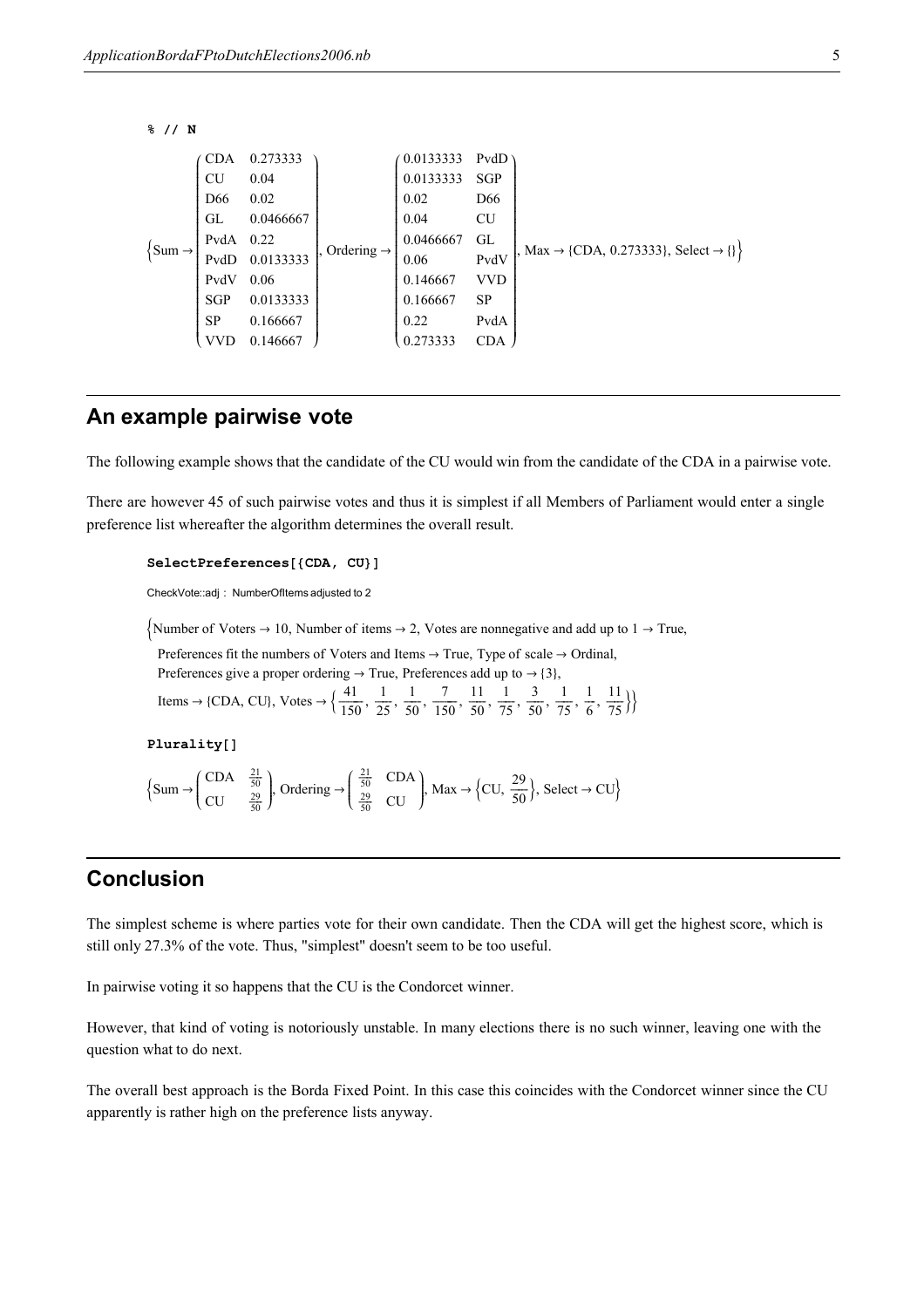```
% // N
```

$$\left\{\text{Sum} \to \begin{pmatrix} \text{CDA} & 0.273333 \\ \text{CU} & 0.04 \\ \text{D66} & 0.02 \\ \text{GL} & 0.0466667 \\ \text{PvdA} & 0.22 \\ \text{PvdD} & 0.0133333 \\ \text{PvdV} & 0.06 \\ \text{SGP} & 0.0133333 \\ \text{SP} & 0.166667 \\ \text{VVD} & 0.146667 \end{pmatrix}, \text{Ordering} \to \begin{pmatrix} 0.0133333 & \text{PvdD} \\ 0.0133333 & \text{SGP} \\ 0.02 & \text{D66} \\ 0.04 & \text{CU} \\ 0.0466667 & \text{GL} \\ 0.06 & \text{PvdV} \\ 0.146667 & \text{VVD} \\ 0.166667 & \text{SP} \\ 0.22 & \text{PvdA} \\ 0.273333 & \text{CDA} \end{pmatrix}, \text{Max} \to \{\text{CDA}, 0.273333\}, \text{Select} \to \{\}\right\}$$

## An example pairwise vote

The following example shows that the candidate of the CU would win from the candidate of the CDA in a pairwise vote.

There are however 45 of such pairwise votes and thus it is simplest if all Members of Parliament would enter a single preference list whereafter the algorithm determines the overall result.

```
SelectPreferences[{CDA, CU}]
```

CheckVote::adj : NumberOfItems adjusted to 2

$\{$Number of Voters $\to$ 10, Number of items $\to$ 2, Votes are nonnegative and add up to 1 $\to$ True,
Preferences fit the numbers of Voters and Items $\to$ True, Type of scale $\to$ Ordinal,
Preferences give a proper ordering $\to$ True, Preferences add up to $\to$ {3},
Items $\to$ {CDA, CU}, Votes $\to \left\{\frac{41}{150}, \frac{1}{25}, \frac{1}{50}, \frac{7}{150}, \frac{11}{50}, \frac{1}{75}, \frac{3}{50}, \frac{1}{75}, \frac{1}{6}, \frac{11}{75}\right\}\}$

```
Plurality[]
```

$$\left\{\text{Sum} \to \begin{pmatrix} \text{CDA} & \frac{21}{50} \\ \text{CU} & \frac{29}{50} \end{pmatrix}, \text{Ordering} \to \begin{pmatrix} \frac{21}{50} & \text{CDA} \\ \frac{29}{50} & \text{CU} \end{pmatrix}, \text{Max} \to \left\{\text{CU}, \frac{29}{50}\right\}, \text{Select} \to \text{CU}\right\}$$

## Conclusion

The simplest scheme is where parties vote for their own candidate. Then the CDA will get the highest score, which is still only 27.3% of the vote. Thus, "simplest" doesn't seem to be too useful.

In pairwise voting it so happens that the CU is the Condorcet winner.

However, that kind of voting is notoriously unstable. In many elections there is no such winner, leaving one with the question what to do next.

The overall best approach is the Borda Fixed Point. In this case this coincides with the Condorcet winner since the CU apparently is rather high on the preference lists anyway.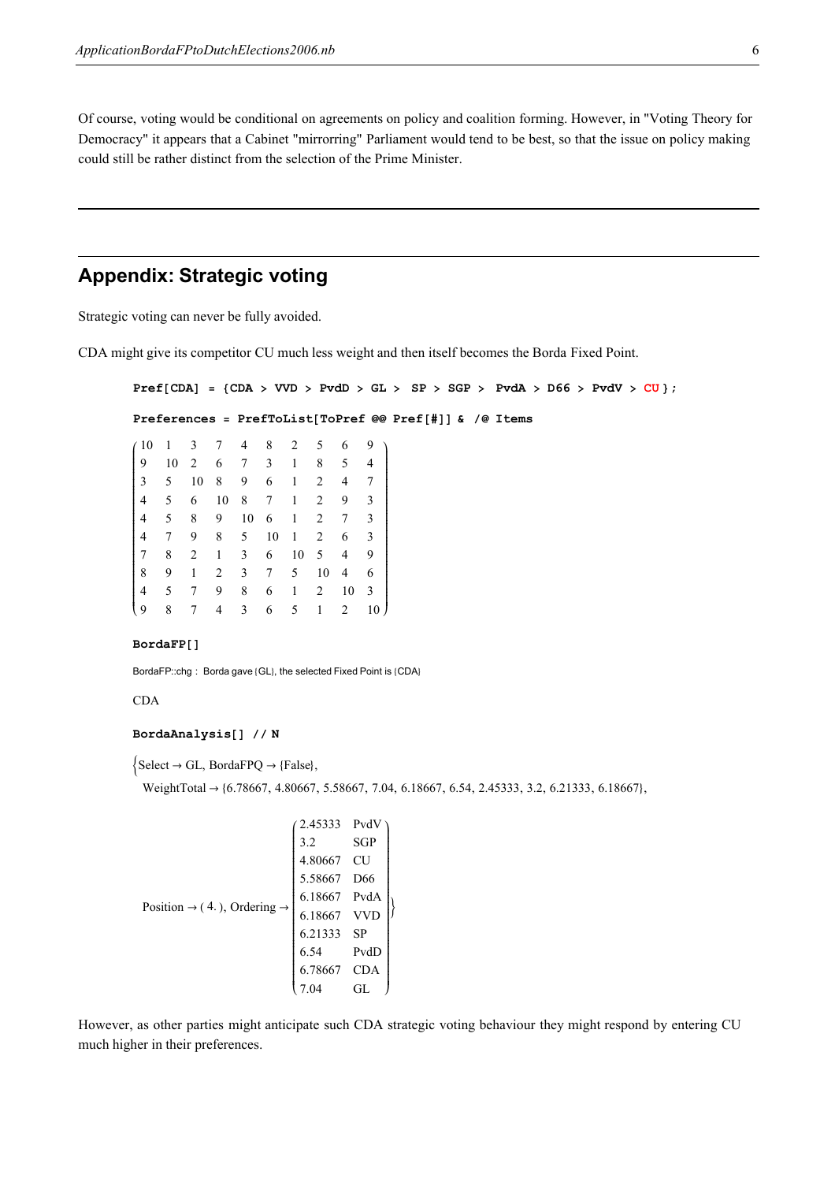Of course, voting would be conditional on agreements on policy and coalition forming. However, in "Voting Theory for Democracy" it appears that a Cabinet "mirrorring" Parliament would tend to be best, so that the issue on policy making could still be rather distinct from the selection of the Prime Minister.

---

## Appendix: Strategic voting

Strategic voting can never be fully avoided.

CDA might give its competitor CU much less weight and then itself becomes the Borda Fixed Point.

```
Pref[CDA] = {CDA > VVD > PvdD > GL > SP > SGP > PvdA > D66 > PvdV > CU };

Preferences = PrefToList[ToPref @@ Pref[#]] & /@ Items
```

$$\begin{pmatrix} 10 & 1 & 3 & 7 & 4 & 8 & 2 & 5 & 6 & 9 \\ 9 & 10 & 2 & 6 & 7 & 3 & 1 & 8 & 5 & 4 \\ 3 & 5 & 10 & 8 & 9 & 6 & 1 & 2 & 4 & 7 \\ 4 & 5 & 6 & 10 & 8 & 7 & 1 & 2 & 9 & 3 \\ 4 & 5 & 8 & 9 & 10 & 6 & 1 & 2 & 7 & 3 \\ 4 & 7 & 9 & 8 & 5 & 10 & 1 & 2 & 6 & 3 \\ 7 & 8 & 2 & 1 & 3 & 6 & 10 & 5 & 4 & 9 \\ 8 & 9 & 1 & 2 & 3 & 7 & 5 & 10 & 4 & 6 \\ 4 & 5 & 7 & 9 & 8 & 6 & 1 & 2 & 10 & 3 \\ 9 & 8 & 7 & 4 & 3 & 6 & 5 & 1 & 2 & 10 \end{pmatrix}$$

```
BordaFP[]
```

BordaFP::chg : Borda gave {GL}, the selected Fixed Point is {CDA}

CDA

```
BordaAnalysis[] // N
```

{Select → GL, BordaFPQ → {False},

WeightTotal → {6.78667, 4.80667, 5.58667, 7.04, 6.18667, 6.54, 2.45333, 3.2, 6.21333, 6.18667},

Position → ( 4. ), Ordering →

| | |
|---|---|
| 2.45333 | PvdV |
| 3.2 | SGP |
| 4.80667 | CU |
| 5.58667 | D66 |
| 6.18667 | PvdA |
| 6.18667 | VVD |
| 6.21333 | SP |
| 6.54 | PvdD |
| 6.78667 | CDA |
| 7.04 | GL |

}

However, as other parties might anticipate such CDA strategic voting behaviour they might respond by entering CU much higher in their preferences.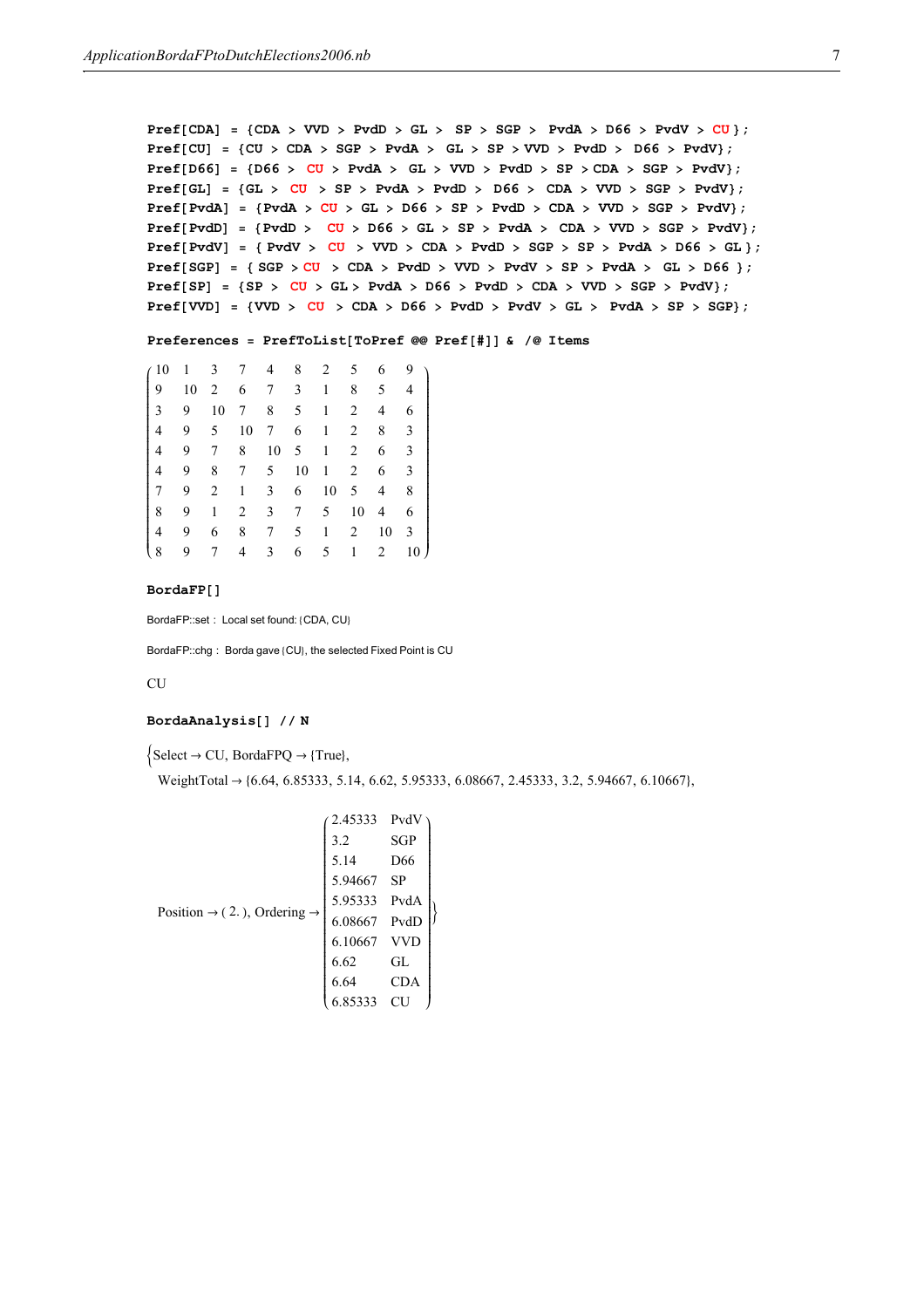```
Pref[CDA] = {CDA > VVD > PvdD > GL > SP > SGP > PvdA > D66 > PvdV > CU};
Pref[CU] = {CU > CDA > SGP > PvdA > GL > SP > VVD > PvdD > D66 > PvdV};
Pref[D66] = {D66 > CU > PvdA > GL > VVD > PvdD > SP > CDA > SGP > PvdV};
Pref[GL] = {GL > CU > SP > PvdA > PvdD > D66 > CDA > VVD > SGP > PvdV};
Pref[PvdA] = {PvdA > CU > GL > D66 > SP > PvdD > CDA > VVD > SGP > PvdV};
Pref[PvdD] = {PvdD > CU > D66 > GL > SP > PvdA > CDA > VVD > SGP > PvdV};
Pref[PvdV] = { PvdV > CU > VVD > CDA > PvdD > SGP > SP > PvdA > D66 > GL };
Pref[SGP] = { SGP > CU > CDA > PvdD > VVD > PvdV > SP > PvdA > GL > D66 };
Pref[SP] = {SP > CU > GL > PvdA > D66 > PvdD > CDA > VVD > SGP > PvdV};
Pref[VVD] = {VVD > CU > CDA > D66 > PvdD > PvdV > GL > PvdA > SP > SGP};
```

```
Preferences = PrefToList[ToPref @@ Pref[#]] & /@ Items
```

| | | | | | | | | | |
|---|---|---|---|---|---|---|---|---|---|
| 10 | 1 | 3 | 7 | 4 | 8 | 2 | 5 | 6 | 9 |
| 9 | 10 | 2 | 6 | 7 | 3 | 1 | 8 | 5 | 4 |
| 3 | 9 | 10 | 7 | 8 | 5 | 1 | 2 | 4 | 6 |
| 4 | 9 | 5 | 10 | 7 | 6 | 1 | 2 | 8 | 3 |
| 4 | 9 | 7 | 8 | 10 | 5 | 1 | 2 | 6 | 3 |
| 4 | 9 | 8 | 7 | 5 | 10 | 1 | 2 | 6 | 3 |
| 7 | 9 | 2 | 1 | 3 | 6 | 10 | 5 | 4 | 8 |
| 8 | 9 | 1 | 2 | 3 | 7 | 5 | 10 | 4 | 6 |
| 4 | 9 | 6 | 8 | 7 | 5 | 1 | 2 | 10 | 3 |
| 8 | 9 | 7 | 4 | 3 | 6 | 5 | 1 | 2 | 10 |

```
BordaFP[]
```

BordaFP::set : Local set found: {CDA, CU}

BordaFP::chg : Borda gave {CU}, the selected Fixed Point is CU

CU

```
BordaAnalysis[] // N
```

{Select → CU, BordaFPQ → {True},

WeightTotal → {6.64, 6.85333, 5.14, 6.62, 5.95333, 6.08667, 2.45333, 3.2, 5.94667, 6.10667},

Position → ( 2. ), Ordering →

| | |
|---|---|
| 2.45333 | PvdV |
| 3.2 | SGP |
| 5.14 | D66 |
| 5.94667 | SP |
| 5.95333 | PvdA |
| 6.08667 | PvdD |
| 6.10667 | VVD |
| 6.62 | GL |
| 6.64 | CDA |
| 6.85333 | CU |

}